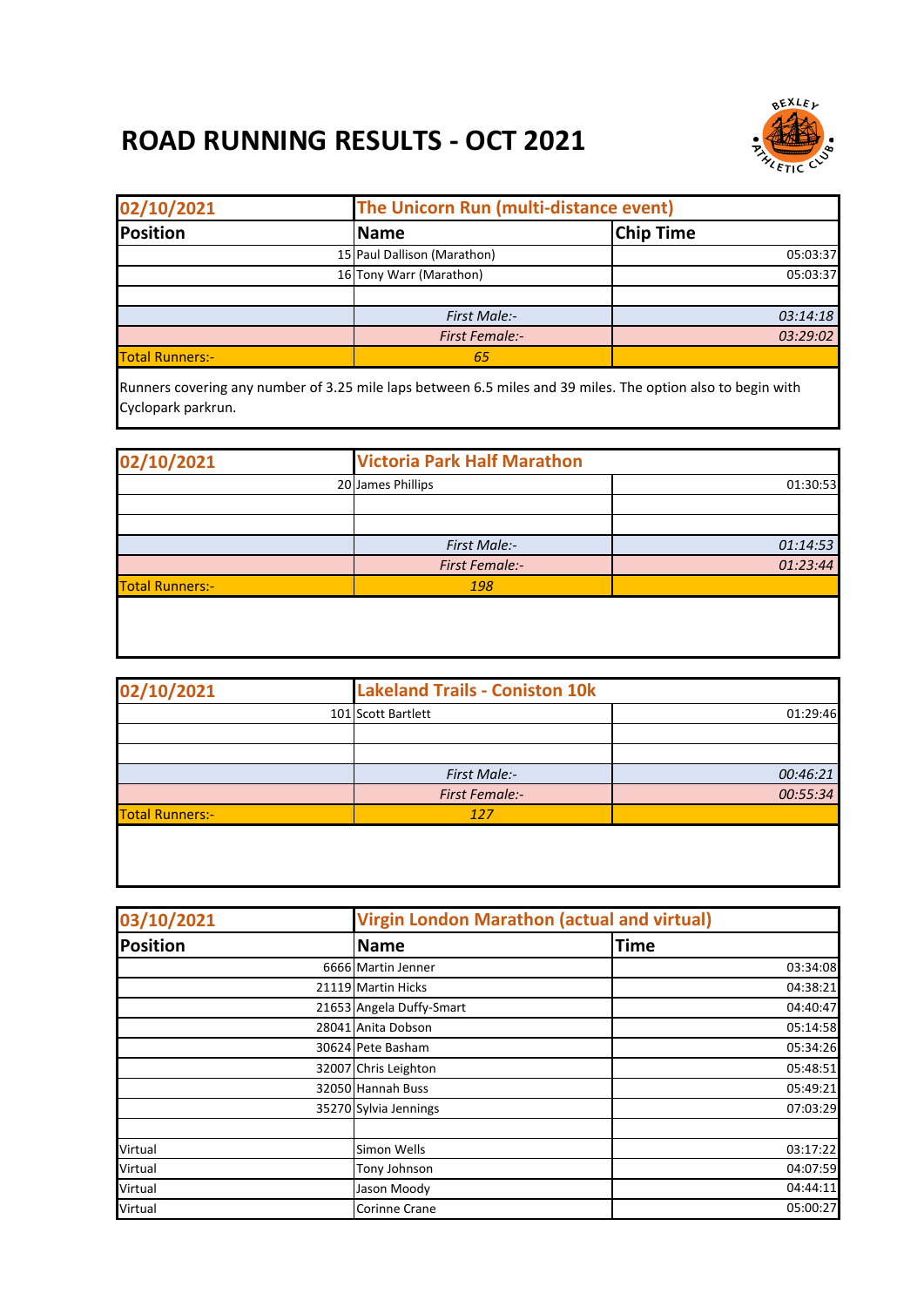# ROAD RUNNING RESULTS - OCT 2021

| 02/10/2021 | The Unicorn Run (multi-distance event) | |
|---|---|---|
| **Position** | **Name** | **Chip Time** |
| 15 | Paul Dallison (Marathon) | 05:03:37 |
| 16 | Tony Warr (Marathon) | 05:03:37 |
| | | |
| | *First Male:-* | *03:14:18* |
| | *First Female:-* | *03:29:02* |
| Total Runners:- | *65* | |

Runners covering any number of 3.25 mile laps between 6.5 miles and 39 miles. The option also to begin with Cyclopark parkrun.

| 02/10/2021 | Victoria Park Half Marathon | |
|---|---|---|
| 20 | James Phillips | 01:30:53 |
| | | |
| | | |
| | *First Male:-* | *01:14:53* |
| | *First Female:-* | *01:23:44* |
| Total Runners:- | *198* | |

| 02/10/2021 | Lakeland Trails - Coniston 10k | |
|---|---|---|
| 101 | Scott Bartlett | 01:29:46 |
| | | |
| | | |
| | *First Male:-* | *00:46:21* |
| | *First Female:-* | *00:55:34* |
| Total Runners:- | *127* | |

| 03/10/2021 | Virgin London Marathon (actual and virtual) | |
|---|---|---|
| **Position** | **Name** | **Time** |
| 6666 | Martin Jenner | 03:34:08 |
| 21119 | Martin Hicks | 04:38:21 |
| 21653 | Angela Duffy-Smart | 04:40:47 |
| 28041 | Anita Dobson | 05:14:58 |
| 30624 | Pete Basham | 05:34:26 |
| 32007 | Chris Leighton | 05:48:51 |
| 32050 | Hannah Buss | 05:49:21 |
| 35270 | Sylvia Jennings | 07:03:29 |
| | | |
| Virtual | Simon Wells | 03:17:22 |
| Virtual | Tony Johnson | 04:07:59 |
| Virtual | Jason Moody | 04:44:11 |
| Virtual | Corinne Crane | 05:00:27 |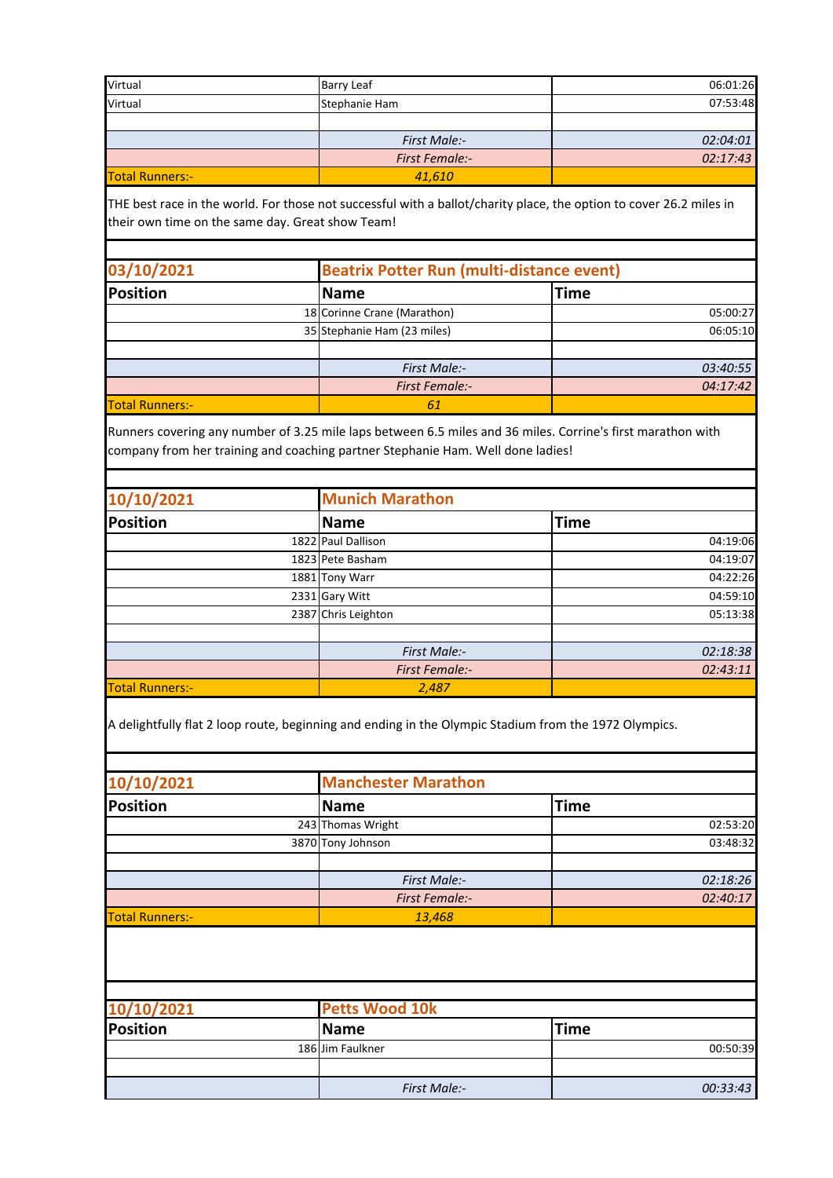| | | |
|---|---|---|
| Virtual | Barry Leaf | 06:01:26 |
| Virtual | Stephanie Ham | 07:53:48 |
| | | |
| | *First Male:-* | *02:04:01* |
| | *First Female:-* | *02:17:43* |
| Total Runners:- | *41,610* | |

THE best race in the world. For those not successful with a ballot/charity place, the option to cover 26.2 miles in their own time on the same day. Great show Team!

| **03/10/2021** | **Beatrix Potter Run (multi-distance event)** | |
|---|---|---|
| **Position** | **Name** | **Time** |
| 18 | Corinne Crane (Marathon) | 05:00:27 |
| 35 | Stephanie Ham (23 miles) | 06:05:10 |
| | | |
| | *First Male:-* | *03:40:55* |
| | *First Female:-* | *04:17:42* |
| Total Runners:- | *61* | |

Runners covering any number of 3.25 mile laps between 6.5 miles and 36 miles. Corrine's first marathon with company from her training and coaching partner Stephanie Ham. Well done ladies!

| **10/10/2021** | **Munich Marathon** | |
|---|---|---|
| **Position** | **Name** | **Time** |
| 1822 | Paul Dallison | 04:19:06 |
| 1823 | Pete Basham | 04:19:07 |
| 1881 | Tony Warr | 04:22:26 |
| 2331 | Gary Witt | 04:59:10 |
| 2387 | Chris Leighton | 05:13:38 |
| | | |
| | *First Male:-* | *02:18:38* |
| | *First Female:-* | *02:43:11* |
| Total Runners:- | *2,487* | |

A delightfully flat 2 loop route, beginning and ending in the Olympic Stadium from the 1972 Olympics.

| **10/10/2021** | **Manchester Marathon** | |
|---|---|---|
| **Position** | **Name** | **Time** |
| 243 | Thomas Wright | 02:53:20 |
| 3870 | Tony Johnson | 03:48:32 |
| | | |
| | *First Male:-* | *02:18:26* |
| | *First Female:-* | *02:40:17* |
| Total Runners:- | *13,468* | |

| **10/10/2021** | **Petts Wood 10k** | |
|---|---|---|
| **Position** | **Name** | **Time** |
| 186 | Jim Faulkner | 00:50:39 |
| | | |
| | *First Male:-* | *00:33:43* |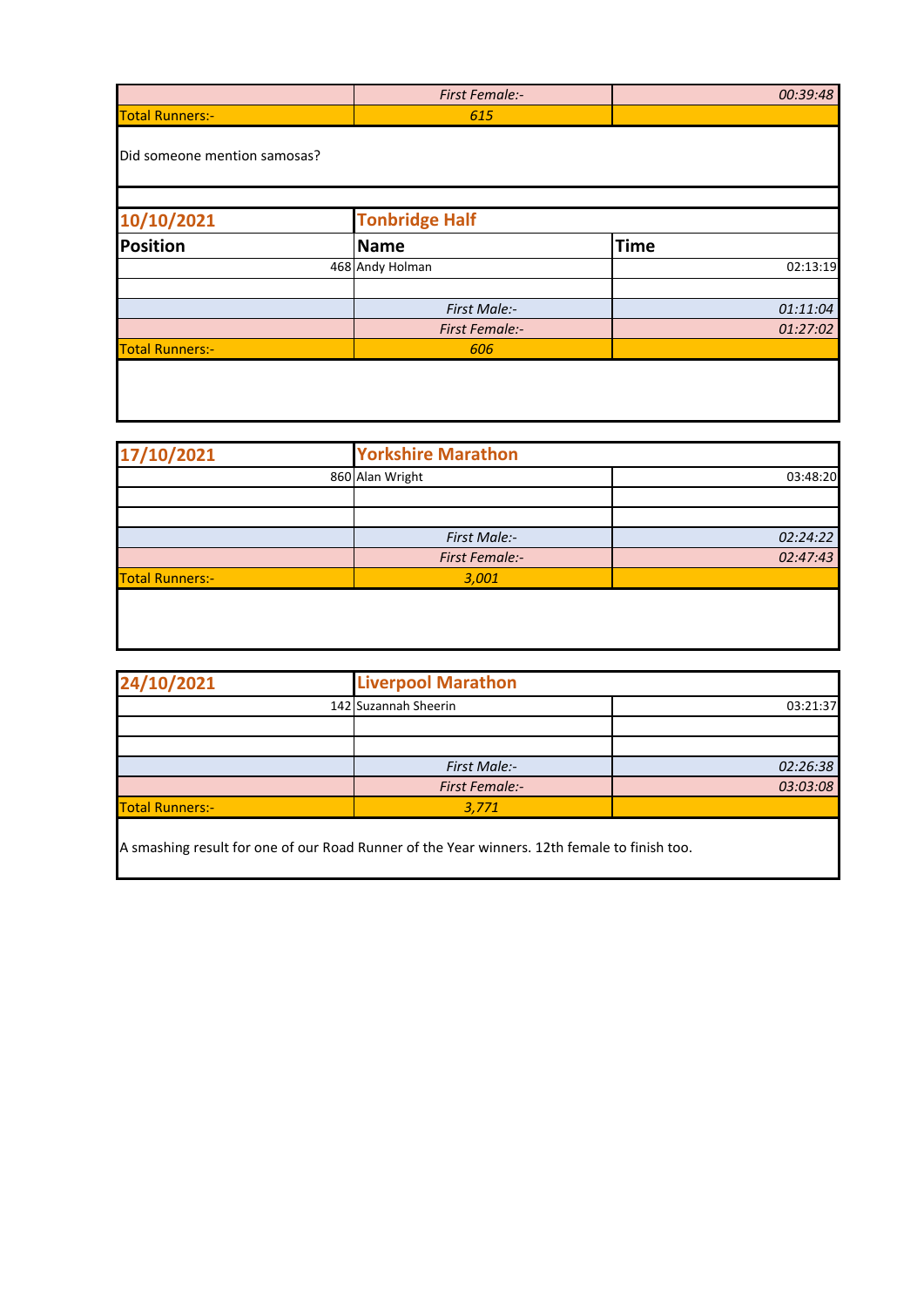| | | |
|---|---|---|
| | *First Female:-* | *00:39:48* |
| Total Runners:- | *615* | |

Did someone mention samosas?

| 10/10/2021 | Tonbridge Half | |
|---|---|---|
| **Position** | **Name** | **Time** |
| 468 | Andy Holman | 02:13:19 |
| | | |
| | *First Male:-* | *01:11:04* |
| | *First Female:-* | *01:27:02* |
| Total Runners:- | *606* | |

| 17/10/2021 | Yorkshire Marathon | |
|---|---|---|
| 860 | Alan Wright | 03:48:20 |
| | | |
| | | |
| | *First Male:-* | *02:24:22* |
| | *First Female:-* | *02:47:43* |
| Total Runners:- | *3,001* | |

| 24/10/2021 | Liverpool Marathon | |
|---|---|---|
| 142 | Suzannah Sheerin | 03:21:37 |
| | | |
| | | |
| | *First Male:-* | *02:26:38* |
| | *First Female:-* | *03:03:08* |
| Total Runners:- | *3,771* | |

A smashing result for one of our Road Runner of the Year winners. 12th female to finish too.